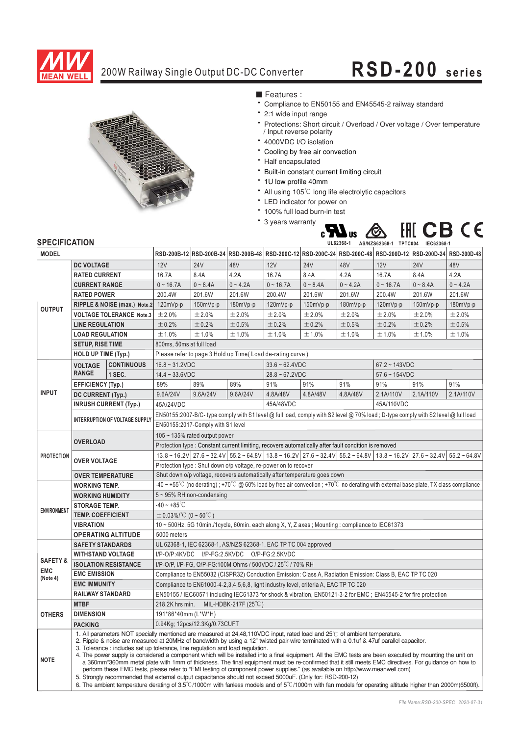# 200W Railway Single Output DC-DC Converter

# RSD-200 series

■ Features :

- Compliance to EN50155 and EN45545-2 railway standard
- 2:1 wide input range
- Protections: Short circuit / Overload / Over voltage / Over temperature / Input reverse polarity
- 4000VDC I/O isolation
- Cooling by free air convection
- Half encapsulated
- Built-in constant current limiting circuit
- 1U low profile 40mm
- All using 105℃ long life electrolytic capacitors
- LED indicator for power on
- 100% full load burn-in test
- 3 years warranty

UL62368-1 AS/NZS62368-1 TPTC004 IEC62368-1

## SPECIFICATION

| MODEL | | | RSD-200B-12 | RSD-200B-24 | RSD-200B-48 | RSD-200C-12 | RSD-200C-24 | RSD-200C-48 | RSD-200D-12 | RSD-200D-24 | RSD-200D-48 |
|---|---|---|---|---|---|---|---|---|---|---|---|
| OUTPUT | DC VOLTAGE | | 12V | 24V | 48V | 12V | 24V | 48V | 12V | 24V | 48V |
| | RATED CURRENT | | 16.7A | 8.4A | 4.2A | 16.7A | 8.4A | 4.2A | 16.7A | 8.4A | 4.2A |
| | CURRENT RANGE | | 0 ~ 16.7A | 0 ~ 8.4A | 0 ~ 4.2A | 0 ~ 16.7A | 0 ~ 8.4A | 0 ~ 4.2A | 0 ~ 16.7A | 0 ~ 8.4A | 0 ~ 4.2A |
| | RATED POWER | | 200.4W | 201.6W | 201.6W | 200.4W | 201.6W | 201.6W | 200.4W | 201.6W | 201.6W |
| | RIPPLE & NOISE (max.) Note.2 | | 120mVp-p | 150mVp-p | 180mVp-p | 120mVp-p | 150mVp-p | 180mVp-p | 120mVp-p | 150mVp-p | 180mVp-p |
| | VOLTAGE TOLERANCE Note.3 | | ±2.0% | ±2.0% | ±2.0% | ±2.0% | ±2.0% | ±2.0% | ±2.0% | ±2.0% | ±2.0% |
| | LINE REGULATION | | ±0.2% | ±0.2% | ±0.5% | ±0.2% | ±0.2% | ±0.5% | ±0.2% | ±0.2% | ±0.5% |
| | LOAD REGULATION | | ±1.0% | ±1.0% | ±1.0% | ±1.0% | ±1.0% | ±1.0% | ±1.0% | ±1.0% | ±1.0% |
| | SETUP, RISE TIME | | 800ms, 50ms at full load | | | | | | | | |
| | HOLD UP TIME (Typ.) | | Please refer to page 3 Hold up Time( Load de-rating curve ) | | | | | | | | |
| INPUT | VOLTAGE RANGE | CONTINUOUS | 16.8 ~ 31.2VDC | | | 33.6 ~ 62.4VDC | | | 67.2 ~ 143VDC | | |
| | | 1 SEC. | 14.4 ~ 33.6VDC | | | 28.8 ~ 67.2VDC | | | 57.6 ~ 154VDC | | |
| | EFFICIENCY (Typ.) | | 89% | 89% | 89% | 91% | 91% | 91% | 91% | 91% | 91% |
| | DC CURRENT (Typ.) | | 9.6A/24V | 9.6A/24V | 9.6A/24V | 4.8A/48V | 4.8A/48V | 4.8A/48V | 2.1A/110V | 2.1A/110V | 2.1A/110V |
| | INRUSH CURRENT (Typ.) | | 45A/24VDC | | | 45A/48VDC | | | 45A/110VDC | | |
| | INTERRUPTION OF VOLTAGE SUPPLY | | EN50155:2007-B/C- type comply with S1 level @ full load, comply with S2 level @ 70% load ; D-type comply with S2 level @ full load | | | | | | | | |
| | | | EN50155:2017-Comply with S1 level | | | | | | | | |
| PROTECTION | OVERLOAD | | 105 ~ 135% rated output power | | | | | | | | |
| | | | Protection type : Constant current limiting, recovers automatically after fault condition is removed | | | | | | | | |
| | OVER VOLTAGE | | 13.8 ~ 16.2V | 27.6 ~ 32.4V | 55.2 ~ 64.8V | 13.8 ~ 16.2V | 27.6 ~ 32.4V | 55.2 ~ 64.8V | 13.8 ~ 16.2V | 27.6 ~ 32.4V | 55.2 ~ 64.8V |
| | | | Protection type : Shut down o/p voltage, re-power on to recover | | | | | | | | |
| | OVER TEMPERATURE | | Shut down o/p voltage, recovers automatically after temperature goes down | | | | | | | | |
| ENVIRONMENT | WORKING TEMP. | | -40 ~ +55℃ (no derating) ; +70℃ @ 60% load by free air convection ; +70℃ no derating with external base plate, TX class compliance | | | | | | | | |
| | WORKING HUMIDITY | | 5 ~ 95% RH non-condensing | | | | | | | | |
| | STORAGE TEMP. | | -40 ~ +85℃ | | | | | | | | |
| | TEMP. COEFFICIENT | | ±0.03%/℃ (0 ~ 50℃) | | | | | | | | |
| | VIBRATION | | 10 ~ 500Hz, 5G 10min./1cycle, 60min. each along X, Y, Z axes ; Mounting : compliance to IEC61373 | | | | | | | | |
| | OPERATING ALTITUDE | | 5000 meters | | | | | | | | |
| SAFETY & EMC (Note 4) | SAFETY STANDARDS | | UL 62368-1, IEC 62368-1, AS/NZS 62368-1, EAC TP TC 004 approved | | | | | | | | |
| | WITHSTAND VOLTAGE | | I/P-O/P:4KVDC I/P-FG:2.5KVDC O/P-FG:2.5KVDC | | | | | | | | |
| | ISOLATION RESISTANCE | | I/P-O/P, I/P-FG, O/P-FG:100M Ohms / 500VDC / 25℃/ 70% RH | | | | | | | | |
| | EMC EMISSION | | Compliance to EN55032 (CISPR32) Conduction Emission: Class A, Radiation Emission: Class B, EAC TP TC 020 | | | | | | | | |
| | EMC IMMUNITY | | Compliance to EN61000-4-2,3,4,5,6,8, light industry level, criteria A, EAC TP TC 020 | | | | | | | | |
| | RAILWAY STANDARD | | EN50155 / IEC60571 including IEC61373 for shock & vibration, EN50121-3-2 for EMC ; EN45545-2 for fire protection | | | | | | | | |
| OTHERS | MTBF | | 218.2K hrs min. MIL-HDBK-217F (25℃) | | | | | | | | |
| | DIMENSION | | 191*86*40mm (L*W*H) | | | | | | | | |
| | PACKING | | 0.94Kg; 12pcs/12.3Kg/0.73CUFT | | | | | | | | |

**NOTE**

1. All parameters NOT specially mentioned are measured at 24,48,110VDC input, rated load and 25℃ of ambient temperature.
2. Ripple & noise are measured at 20MHz of bandwidth by using a 12" twisted pair-wire terminated with a 0.1uf & 47uf parallel capacitor.
3. Tolerance : includes set up tolerance, line regulation and load regulation.
4. The power supply is considered a component which will be installed into a final equipment. All the EMC tests are been executed by mounting the unit on a 360mm*360mm metal plate with 1mm of thickness. The final equipment must be re-confirmed that it still meets EMC directives. For guidance on how to perform these EMC tests, please refer to "EMI testing of component power supplies." (as available on http://www.meanwell.com)
5. Strongly recommended that external output capacitance should not exceed 5000uF. (Only for: RSD-200-12)
6. The ambient temperature derating of 3.5℃/1000m with fanless models and of 5℃/1000m with fan models for operating altitude higher than 2000m(6500ft).

File Name:RSD-200-SPEC 2020-07-31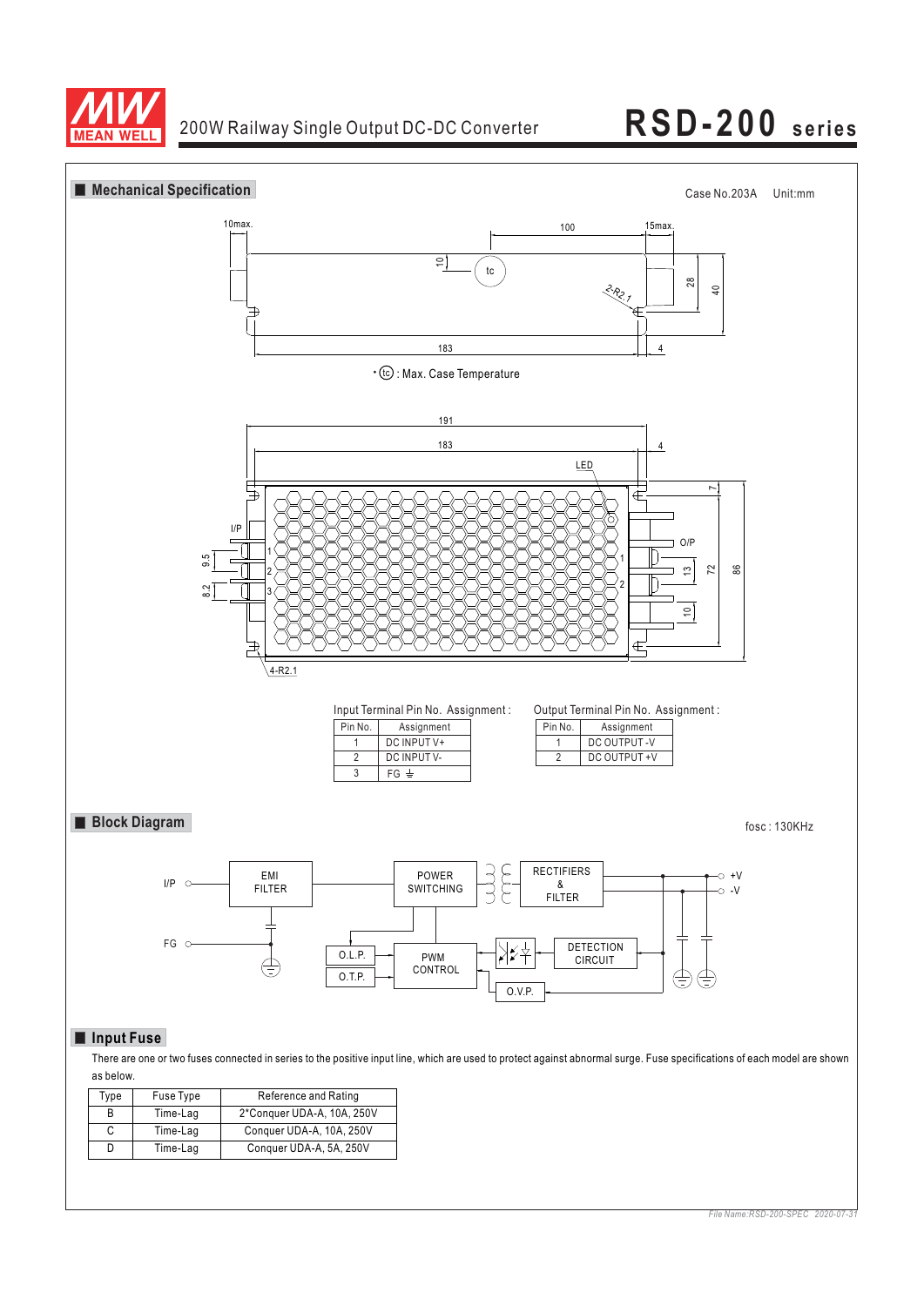## Mechanical Specification

Case No.203A Unit:mm

10max. 100 15max. 10 tc 2-R2.1 28 40 183 4

• (tc) : Max. Case Temperature

191 183 4 LED I/P 1 2 3 9.5 8.2 O/P 1 2 7 13 72 86 10 4-R2.1

Input Terminal Pin No. Assignment :

| Pin No. | Assignment |
|---|---|
| 1 | DC INPUT V+ |
| 2 | DC INPUT V- |
| 3 | FG ⏚ |

Output Terminal Pin No. Assignment :

| Pin No. | Assignment |
|---|---|
| 1 | DC OUTPUT -V |
| 2 | DC OUTPUT +V |

## Block Diagram

fosc : 130KHz

I/P, FG, EMI FILTER, POWER SWITCHING, RECTIFIERS & FILTER, +V, -V, O.L.P., O.T.P., PWM CONTROL, DETECTION CIRCUIT, O.V.P.

## Input Fuse

There are one or two fuses connected in series to the positive input line, which are used to protect against abnormal surge. Fuse specifications of each model are shown as below.

| Type | Fuse Type | Reference and Rating |
|---|---|---|
| B | Time-Lag | 2*Conquer UDA-A, 10A, 250V |
| C | Time-Lag | Conquer UDA-A, 10A, 250V |
| D | Time-Lag | Conquer UDA-A, 5A, 250V |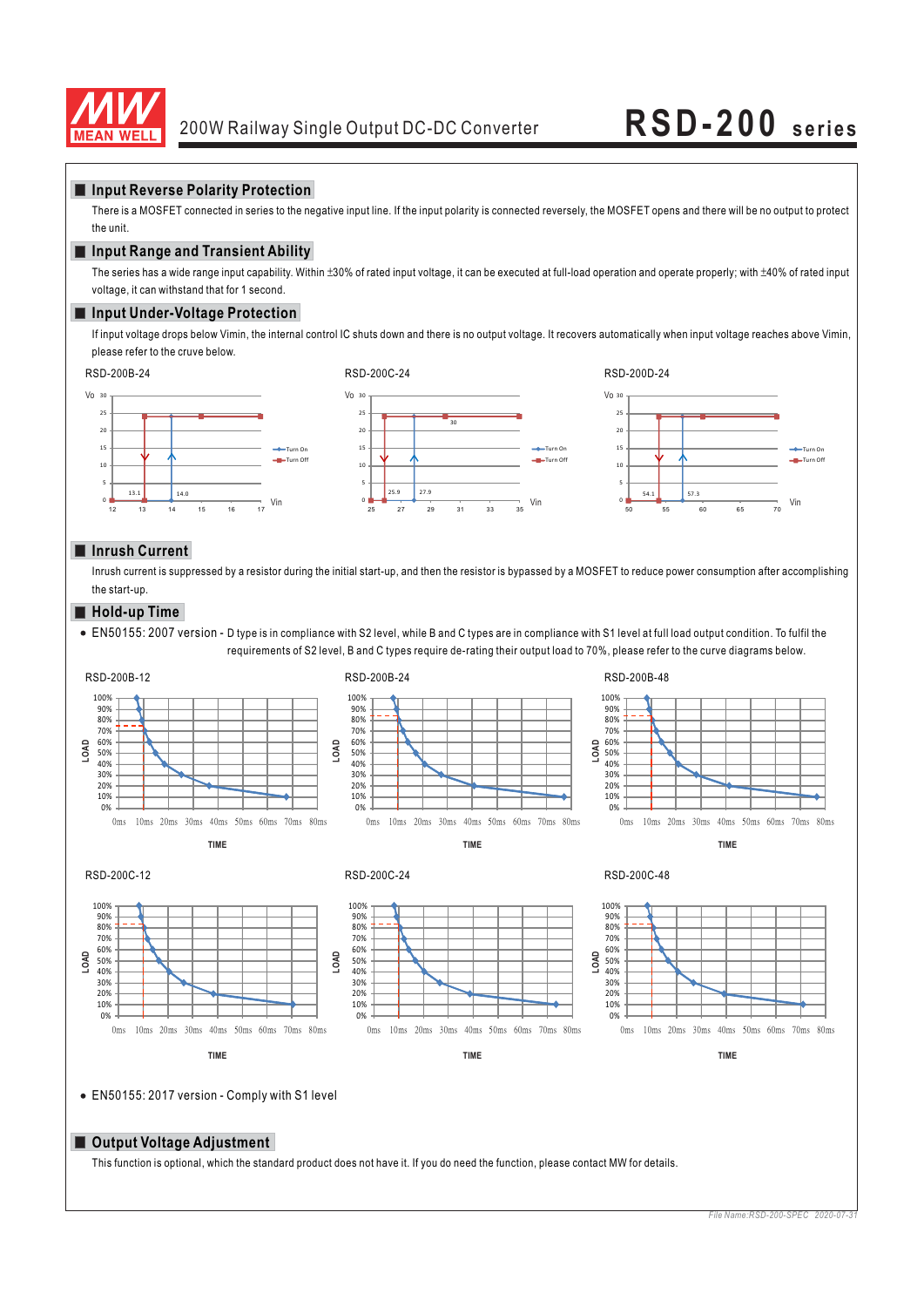## Input Reverse Polarity Protection

There is a MOSFET connected in series to the negative input line. If the input polarity is connected reversely, the MOSFET opens and there will be no output to protect the unit.

## Input Range and Transient Ability

The series has a wide range input capability. Within ±30% of rated input voltage, it can be executed at full-load operation and operate properly; with ±40% of rated input voltage, it can withstand that for 1 second.

## Input Under-Voltage Protection

If input voltage drops below Vimin, the internal control IC shuts down and there is no output voltage. It recovers automatically when input voltage reaches above Vimin, please refer to the cruve below.

RSD-200B-24

RSD-200C-24

RSD-200D-24

## Inrush Current

Inrush current is suppressed by a resistor during the initial start-up, and then the resistor is bypassed by a MOSFET to reduce power consumption after accomplishing the start-up.

## Hold-up Time

- EN50155: 2007 version - D type is in compliance with S2 level, while B and C types are in compliance with S1 level at full load output condition. To fulfil the requirements of S2 level, B and C types require de-rating their output load to 70%, please refer to the curve diagrams below.

RSD-200B-12

RSD-200B-24

RSD-200B-48

RSD-200C-12

RSD-200C-24

RSD-200C-48

- EN50155: 2017 version - Comply with S1 level

## Output Voltage Adjustment

This function is optional, which the standard product does not have it. If you do need the function, please contact MW for details.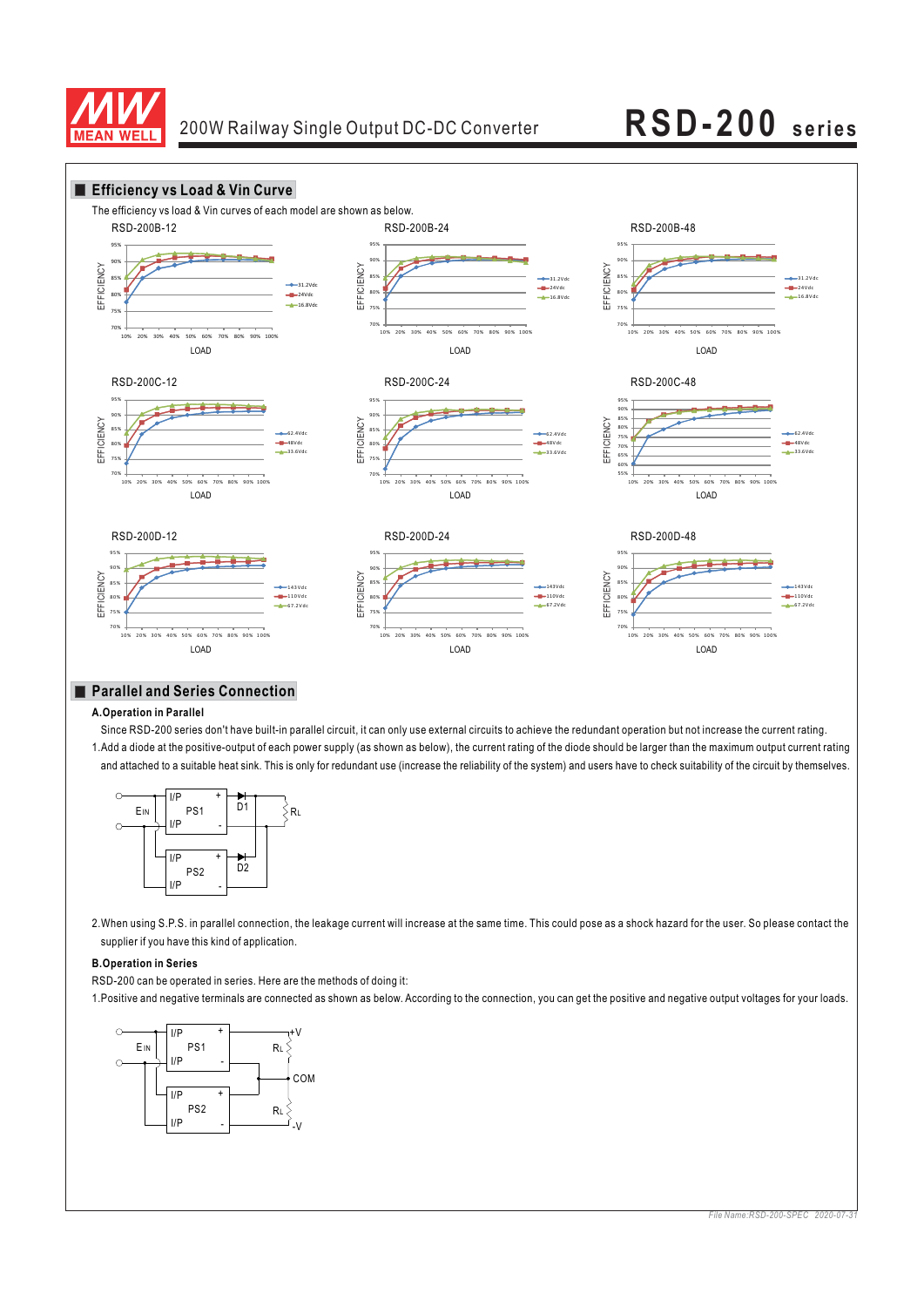## Efficiency vs Load & Vin Curve

The efficiency vs load & Vin curves of each model are shown as below.

RSD-200B-12

RSD-200B-24

RSD-200B-48

RSD-200C-12

RSD-200C-24

RSD-200C-48

RSD-200D-12

RSD-200D-24

RSD-200D-48

## Parallel and Series Connection

**A.Operation in Parallel**

Since RSD-200 series don't have built-in parallel circuit, it can only use external circuits to achieve the redundant operation but not increase the current rating.

1.Add a diode at the positive-output of each power supply (as shown as below), the current rating of the diode should be larger than the maximum output current rating and attached to a suitable heat sink. This is only for redundant use (increase the reliability of the system) and users have to check suitability of the circuit by themselves.

2.When using S.P.S. in parallel connection, the leakage current will increase at the same time. This could pose as a shock hazard for the user. So please contact the supplier if you have this kind of application.

**B.Operation in Series**

RSD-200 can be operated in series. Here are the methods of doing it:

1.Positive and negative terminals are connected as shown as below. According to the connection, you can get the positive and negative output voltages for your loads.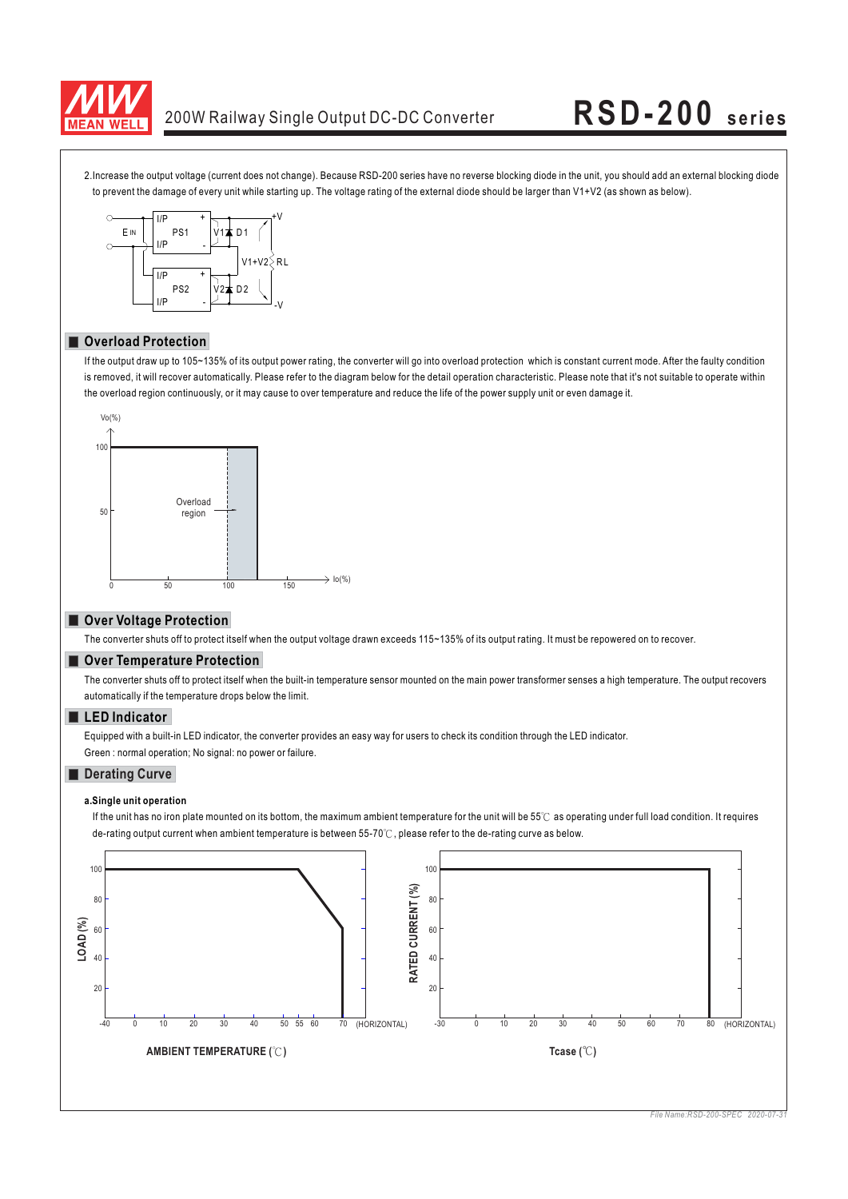2.Increase the output voltage (current does not change). Because RSD-200 series have no reverse blocking diode in the unit, you should add an external blocking diode to prevent the damage of every unit while starting up. The voltage rating of the external diode should be larger than V1+V2 (as shown as below).

## Overload Protection

If the output draw up to 105~135% of its output power rating, the converter will go into overload protection which is constant current mode. After the faulty condition is removed, it will recover automatically. Please refer to the diagram below for the detail operation characteristic. Please note that it's not suitable to operate within the overload region continuously, or it may cause to over temperature and reduce the life of the power supply unit or even damage it.

## Over Voltage Protection

The converter shuts off to protect itself when the output voltage drawn exceeds 115~135% of its output rating. It must be repowered on to recover.

## Over Temperature Protection

The converter shuts off to protect itself when the built-in temperature sensor mounted on the main power transformer senses a high temperature. The output recovers automatically if the temperature drops below the limit.

## LED Indicator

Equipped with a built-in LED indicator, the converter provides an easy way for users to check its condition through the LED indicator.

Green : normal operation; No signal: no power or failure.

## Derating Curve

**a.Single unit operation**

If the unit has no iron plate mounted on its bottom, the maximum ambient temperature for the unit will be 55℃ as operating under full load condition. It requires de-rating output current when ambient temperature is between 55-70℃, please refer to the de-rating curve as below.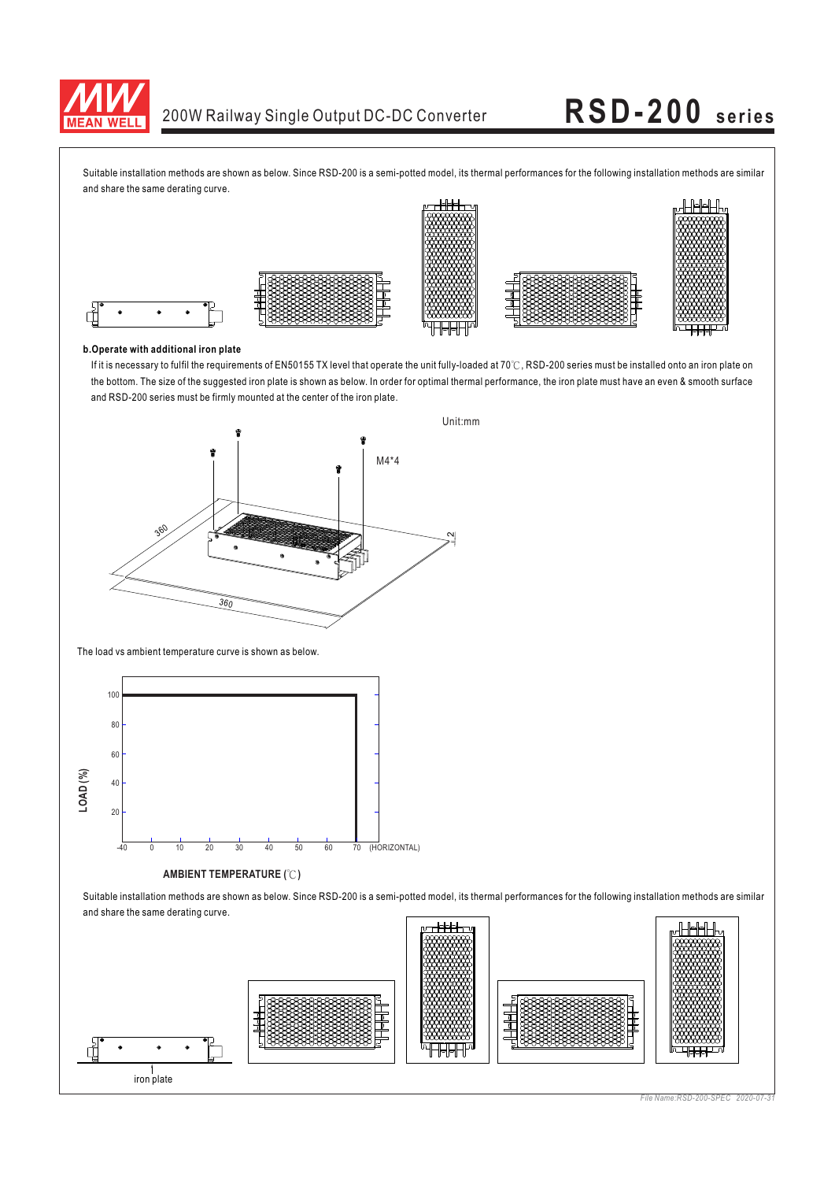Suitable installation methods are shown as below. Since RSD-200 is a semi-potted model, its thermal performances for the following installation methods are similar and share the same derating curve.

**b.Operate with additional iron plate**

If it is necessary to fulfil the requirements of EN50155 TX level that operate the unit fully-loaded at 70℃, RSD-200 series must be installed onto an iron plate on the bottom. The size of the suggested iron plate is shown as below. In order for optimal thermal performance, the iron plate must have an even & smooth surface and RSD-200 series must be firmly mounted at the center of the iron plate.

Unit:mm

M4*4

360

360

2

The load vs ambient temperature curve is shown as below.

LOAD (%)

100
80
60
40
20

-40 0 10 20 30 40 50 60 70 (HORIZONTAL)

**AMBIENT TEMPERATURE (℃)**

Suitable installation methods are shown as below. Since RSD-200 is a semi-potted model, its thermal performances for the following installation methods are similar and share the same derating curve.

iron plate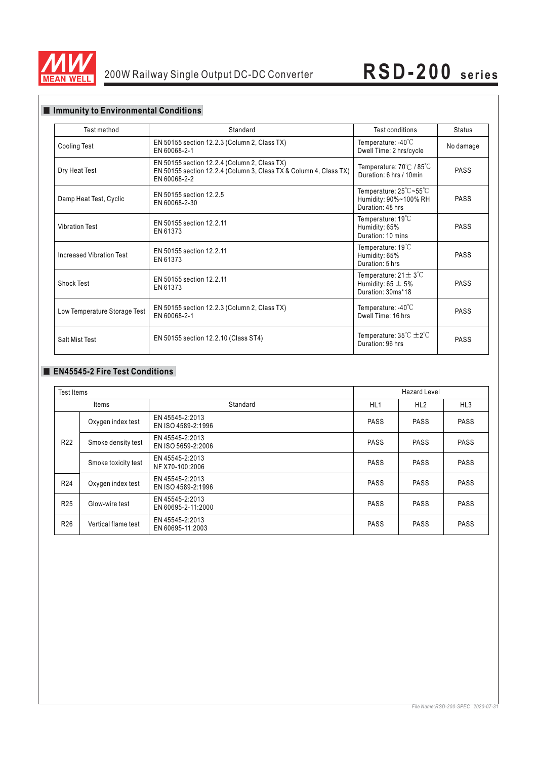## Immunity to Environmental Conditions

| Test method | Standard | Test conditions | Status |
|---|---|---|---|
| Cooling Test | EN 50155 section 12.2.3 (Column 2, Class TX)<br>EN 60068-2-1 | Temperature: -40℃<br>Dwell Time: 2 hrs/cycle | No damage |
| Dry Heat Test | EN 50155 section 12.2.4 (Column 2, Class TX)<br>EN 50155 section 12.2.4 (Column 3, Class TX & Column 4, Class TX)<br>EN 60068-2-2 | Temperature: 70℃ / 85℃<br>Duration: 6 hrs / 10min | PASS |
| Damp Heat Test, Cyclic | EN 50155 section 12.2.5<br>EN 60068-2-30 | Temperature: 25℃~55℃<br>Humidity: 90%~100% RH<br>Duration: 48 hrs | PASS |
| Vibration Test | EN 50155 section 12.2.11<br>EN 61373 | Temperature: 19℃<br>Humidity: 65%<br>Duration: 10 mins | PASS |
| Increased Vibration Test | EN 50155 section 12.2.11<br>EN 61373 | Temperature: 19℃<br>Humidity: 65%<br>Duration: 5 hrs | PASS |
| Shock Test | EN 50155 section 12.2.11<br>EN 61373 | Temperature: 21 ± 3℃<br>Humidity: 65 ± 5%<br>Duration: 30ms*18 | PASS |
| Low Temperature Storage Test | EN 50155 section 12.2.3 (Column 2, Class TX)<br>EN 60068-2-1 | Temperature: -40℃<br>Dwell Time: 16 hrs | PASS |
| Salt Mist Test | EN 50155 section 12.2.10 (Class ST4) | Temperature: 35℃ ±2℃<br>Duration: 96 hrs | PASS |

## EN45545-2 Fire Test Conditions

| Test Items | | | Hazard Level | | |
|---|---|---|---|---|---|
| Items | | Standard | HL1 | HL2 | HL3 |
| R22 | Oxygen index test | EN 45545-2:2013<br>EN ISO 4589-2:1996 | PASS | PASS | PASS |
| | Smoke density test | EN 45545-2:2013<br>EN ISO 5659-2:2006 | PASS | PASS | PASS |
| | Smoke toxicity test | EN 45545-2:2013<br>NF X70-100:2006 | PASS | PASS | PASS |
| R24 | Oxygen index test | EN 45545-2:2013<br>EN ISO 4589-2:1996 | PASS | PASS | PASS |
| R25 | Glow-wire test | EN 45545-2:2013<br>EN 60695-2-11:2000 | PASS | PASS | PASS |
| R26 | Vertical flame test | EN 45545-2:2013<br>EN 60695-11:2003 | PASS | PASS | PASS |